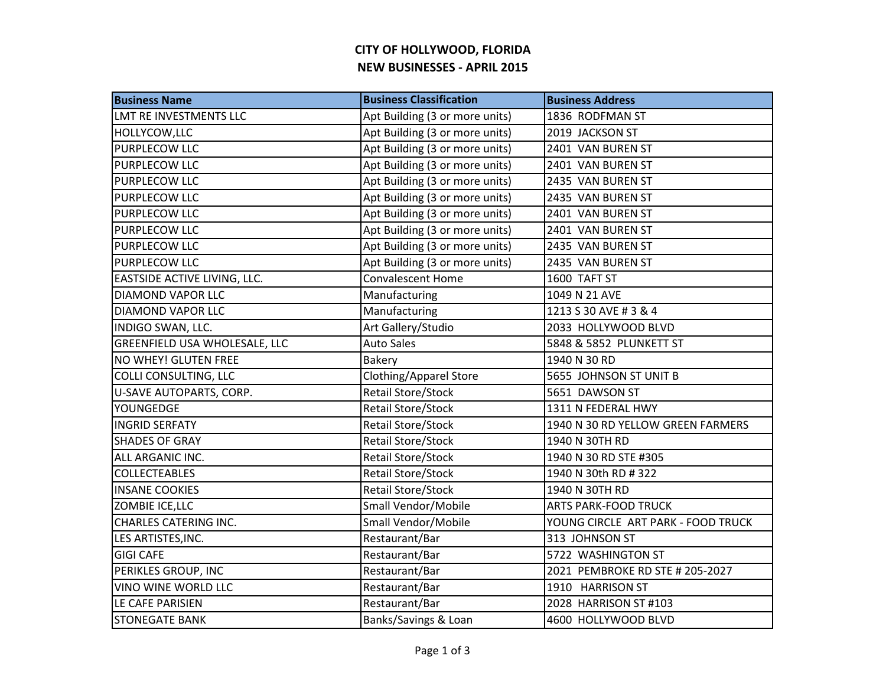# CITY OF HOLLYWOOD, FLORIDA
## NEW BUSINESSES - APRIL 2015

| Business Name | Business Classification | Business Address |
|---|---|---|
| LMT RE INVESTMENTS LLC | Apt Building (3 or more units) | 1836 RODFMAN ST |
| HOLLYCOW,LLC | Apt Building (3 or more units) | 2019 JACKSON ST |
| PURPLECOW LLC | Apt Building (3 or more units) | 2401 VAN BUREN ST |
| PURPLECOW LLC | Apt Building (3 or more units) | 2401 VAN BUREN ST |
| PURPLECOW LLC | Apt Building (3 or more units) | 2435 VAN BUREN ST |
| PURPLECOW LLC | Apt Building (3 or more units) | 2435 VAN BUREN ST |
| PURPLECOW LLC | Apt Building (3 or more units) | 2401 VAN BUREN ST |
| PURPLECOW LLC | Apt Building (3 or more units) | 2401 VAN BUREN ST |
| PURPLECOW LLC | Apt Building (3 or more units) | 2435 VAN BUREN ST |
| PURPLECOW LLC | Apt Building (3 or more units) | 2435 VAN BUREN ST |
| EASTSIDE ACTIVE LIVING, LLC. | Convalescent Home | 1600 TAFT ST |
| DIAMOND VAPOR LLC | Manufacturing | 1049 N 21 AVE |
| DIAMOND VAPOR LLC | Manufacturing | 1213 S 30 AVE # 3 & 4 |
| INDIGO SWAN, LLC. | Art Gallery/Studio | 2033 HOLLYWOOD BLVD |
| GREENFIELD USA WHOLESALE, LLC | Auto Sales | 5848 & 5852 PLUNKETT ST |
| NO WHEY! GLUTEN FREE | Bakery | 1940 N 30 RD |
| COLLI CONSULTING, LLC | Clothing/Apparel Store | 5655 JOHNSON ST UNIT B |
| U-SAVE AUTOPARTS, CORP. | Retail Store/Stock | 5651 DAWSON ST |
| YOUNGEDGE | Retail Store/Stock | 1311 N FEDERAL HWY |
| INGRID SERFATY | Retail Store/Stock | 1940 N 30 RD YELLOW GREEN FARMERS |
| SHADES OF GRAY | Retail Store/Stock | 1940 N 30TH RD |
| ALL ARGANIC INC. | Retail Store/Stock | 1940 N 30 RD STE #305 |
| COLLECTEABLES | Retail Store/Stock | 1940 N 30th RD # 322 |
| INSANE COOKIES | Retail Store/Stock | 1940 N 30TH RD |
| ZOMBIE ICE,LLC | Small Vendor/Mobile | ARTS PARK-FOOD TRUCK |
| CHARLES CATERING INC. | Small Vendor/Mobile | YOUNG CIRCLE ART PARK - FOOD TRUCK |
| LES ARTISTES,INC. | Restaurant/Bar | 313 JOHNSON ST |
| GIGI CAFE | Restaurant/Bar | 5722 WASHINGTON ST |
| PERIKLES GROUP, INC | Restaurant/Bar | 2021 PEMBROKE RD STE # 205-2027 |
| VINO WINE WORLD LLC | Restaurant/Bar | 1910 HARRISON ST |
| LE CAFE PARISIEN | Restaurant/Bar | 2028 HARRISON ST #103 |
| STONEGATE BANK | Banks/Savings & Loan | 4600 HOLLYWOOD BLVD |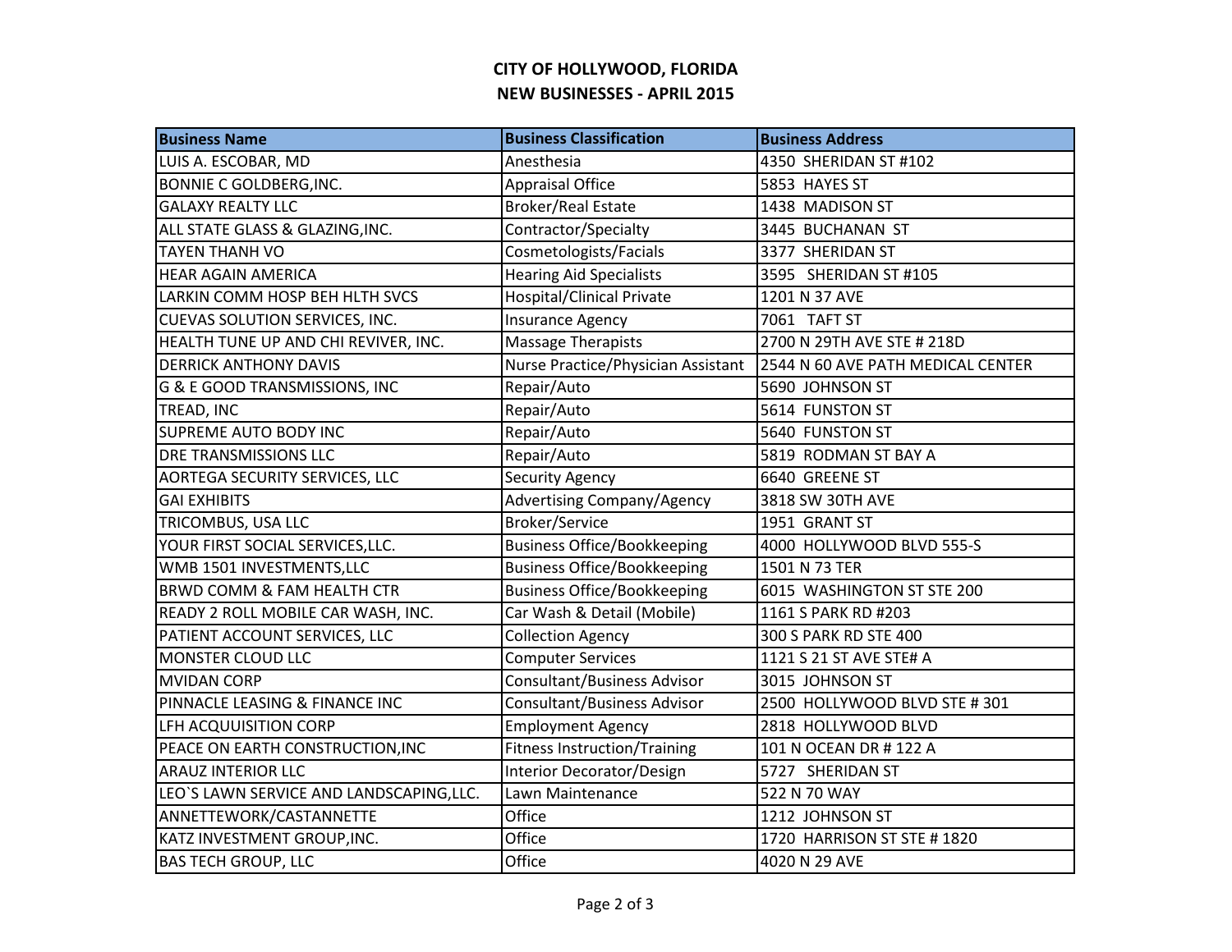# CITY OF HOLLYWOOD, FLORIDA
## NEW BUSINESSES - APRIL 2015

| Business Name | Business Classification | Business Address |
|---|---|---|
| LUIS A. ESCOBAR, MD | Anesthesia | 4350 SHERIDAN ST #102 |
| BONNIE C GOLDBERG,INC. | Appraisal Office | 5853 HAYES ST |
| GALAXY REALTY LLC | Broker/Real Estate | 1438 MADISON ST |
| ALL STATE GLASS & GLAZING,INC. | Contractor/Specialty | 3445 BUCHANAN ST |
| TAYEN THANH VO | Cosmetologists/Facials | 3377 SHERIDAN ST |
| HEAR AGAIN AMERICA | Hearing Aid Specialists | 3595 SHERIDAN ST #105 |
| LARKIN COMM HOSP BEH HLTH SVCS | Hospital/Clinical Private | 1201 N 37 AVE |
| CUEVAS SOLUTION SERVICES, INC. | Insurance Agency | 7061 TAFT ST |
| HEALTH TUNE UP AND CHI REVIVER, INC. | Massage Therapists | 2700 N 29TH AVE STE # 218D |
| DERRICK ANTHONY DAVIS | Nurse Practice/Physician Assistant | 2544 N 60 AVE PATH MEDICAL CENTER |
| G & E GOOD TRANSMISSIONS, INC | Repair/Auto | 5690 JOHNSON ST |
| TREAD, INC | Repair/Auto | 5614 FUNSTON ST |
| SUPREME AUTO BODY INC | Repair/Auto | 5640 FUNSTON ST |
| DRE TRANSMISSIONS LLC | Repair/Auto | 5819 RODMAN ST BAY A |
| AORTEGA SECURITY SERVICES, LLC | Security Agency | 6640 GREENE ST |
| GAI EXHIBITS | Advertising Company/Agency | 3818 SW 30TH AVE |
| TRICOMBUS, USA LLC | Broker/Service | 1951 GRANT ST |
| YOUR FIRST SOCIAL SERVICES,LLC. | Business Office/Bookkeeping | 4000 HOLLYWOOD BLVD 555-S |
| WMB 1501 INVESTMENTS,LLC | Business Office/Bookkeeping | 1501 N 73 TER |
| BRWD COMM & FAM HEALTH CTR | Business Office/Bookkeeping | 6015 WASHINGTON ST STE 200 |
| READY 2 ROLL MOBILE CAR WASH, INC. | Car Wash & Detail (Mobile) | 1161 S PARK RD #203 |
| PATIENT ACCOUNT SERVICES, LLC | Collection Agency | 300 S PARK RD STE 400 |
| MONSTER CLOUD LLC | Computer Services | 1121 S 21 ST AVE STE# A |
| MVIDAN CORP | Consultant/Business Advisor | 3015 JOHNSON ST |
| PINNACLE LEASING & FINANCE INC | Consultant/Business Advisor | 2500 HOLLYWOOD BLVD STE # 301 |
| LFH ACQUUISITION CORP | Employment Agency | 2818 HOLLYWOOD BLVD |
| PEACE ON EARTH CONSTRUCTION,INC | Fitness Instruction/Training | 101 N OCEAN DR # 122 A |
| ARAUZ INTERIOR LLC | Interior Decorator/Design | 5727 SHERIDAN ST |
| LEO`S LAWN SERVICE AND LANDSCAPING,LLC. | Lawn Maintenance | 522 N 70 WAY |
| ANNETTEWORK/CASTANNETTE | Office | 1212 JOHNSON ST |
| KATZ INVESTMENT GROUP,INC. | Office | 1720 HARRISON ST STE # 1820 |
| BAS TECH GROUP, LLC | Office | 4020 N 29 AVE |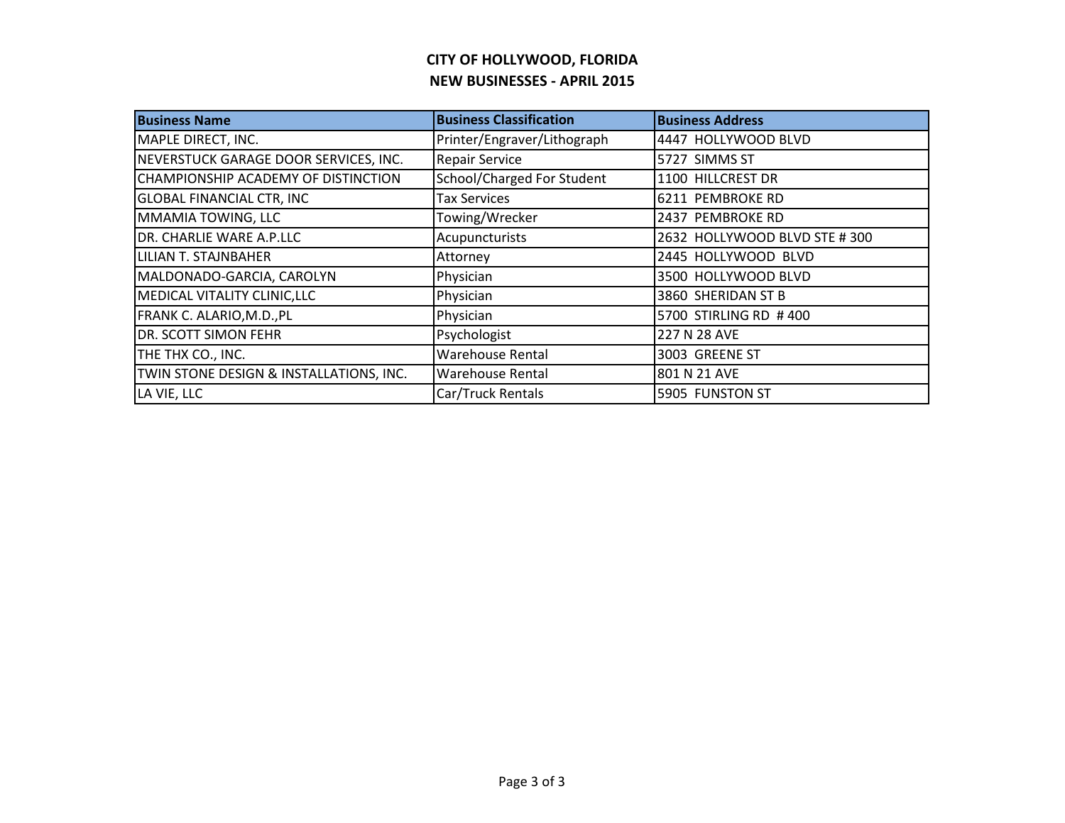# CITY OF HOLLYWOOD, FLORIDA
## NEW BUSINESSES - APRIL 2015

| Business Name | Business Classification | Business Address |
|---|---|---|
| MAPLE DIRECT, INC. | Printer/Engraver/Lithograph | 4447 HOLLYWOOD BLVD |
| NEVERSTUCK GARAGE DOOR SERVICES, INC. | Repair Service | 5727 SIMMS ST |
| CHAMPIONSHIP ACADEMY OF DISTINCTION | School/Charged For Student | 1100 HILLCREST DR |
| GLOBAL FINANCIAL CTR, INC | Tax Services | 6211 PEMBROKE RD |
| MMAMIA TOWING, LLC | Towing/Wrecker | 2437 PEMBROKE RD |
| DR. CHARLIE WARE A.P.LLC | Acupuncturists | 2632 HOLLYWOOD BLVD STE # 300 |
| LILIAN T. STAJNBAHER | Attorney | 2445 HOLLYWOOD BLVD |
| MALDONADO-GARCIA, CAROLYN | Physician | 3500 HOLLYWOOD BLVD |
| MEDICAL VITALITY CLINIC,LLC | Physician | 3860 SHERIDAN ST B |
| FRANK C. ALARIO,M.D.,PL | Physician | 5700 STIRLING RD # 400 |
| DR. SCOTT SIMON FEHR | Psychologist | 227 N 28 AVE |
| THE THX CO., INC. | Warehouse Rental | 3003 GREENE ST |
| TWIN STONE DESIGN & INSTALLATIONS, INC. | Warehouse Rental | 801 N 21 AVE |
| LA VIE, LLC | Car/Truck Rentals | 5905 FUNSTON ST |